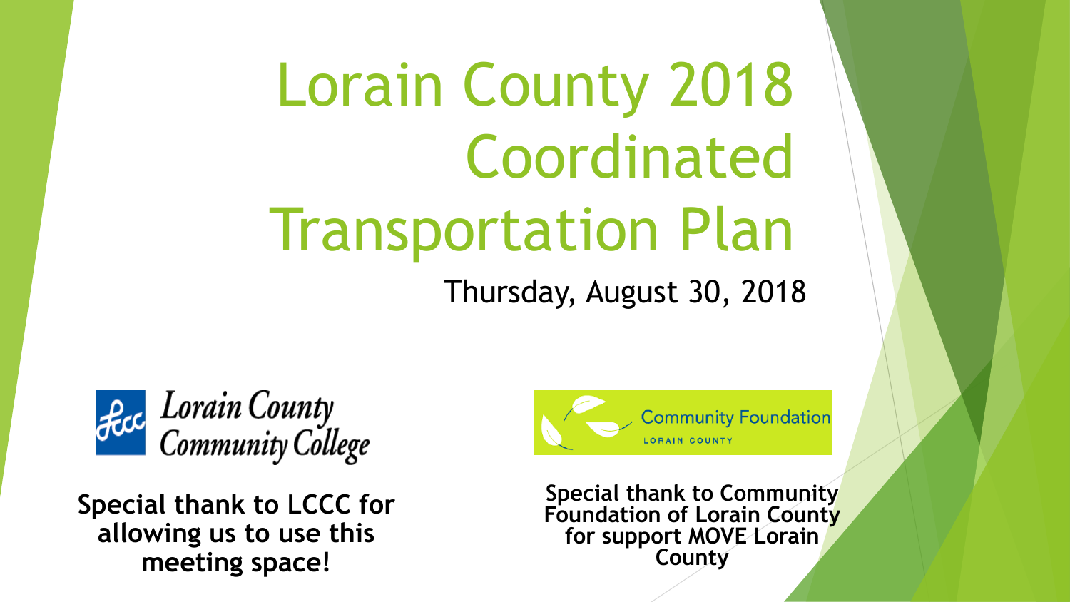# Lorain County 2018 Coordinated Transportation Plan

Thursday, August 30, 2018

Lorain County Community College

**Special thank to LCCC for allowing us to use this meeting space!**

Community Foundation LORAIN COUNTY

**Special thank to Community Foundation of Lorain County for support MOVE Lorain County**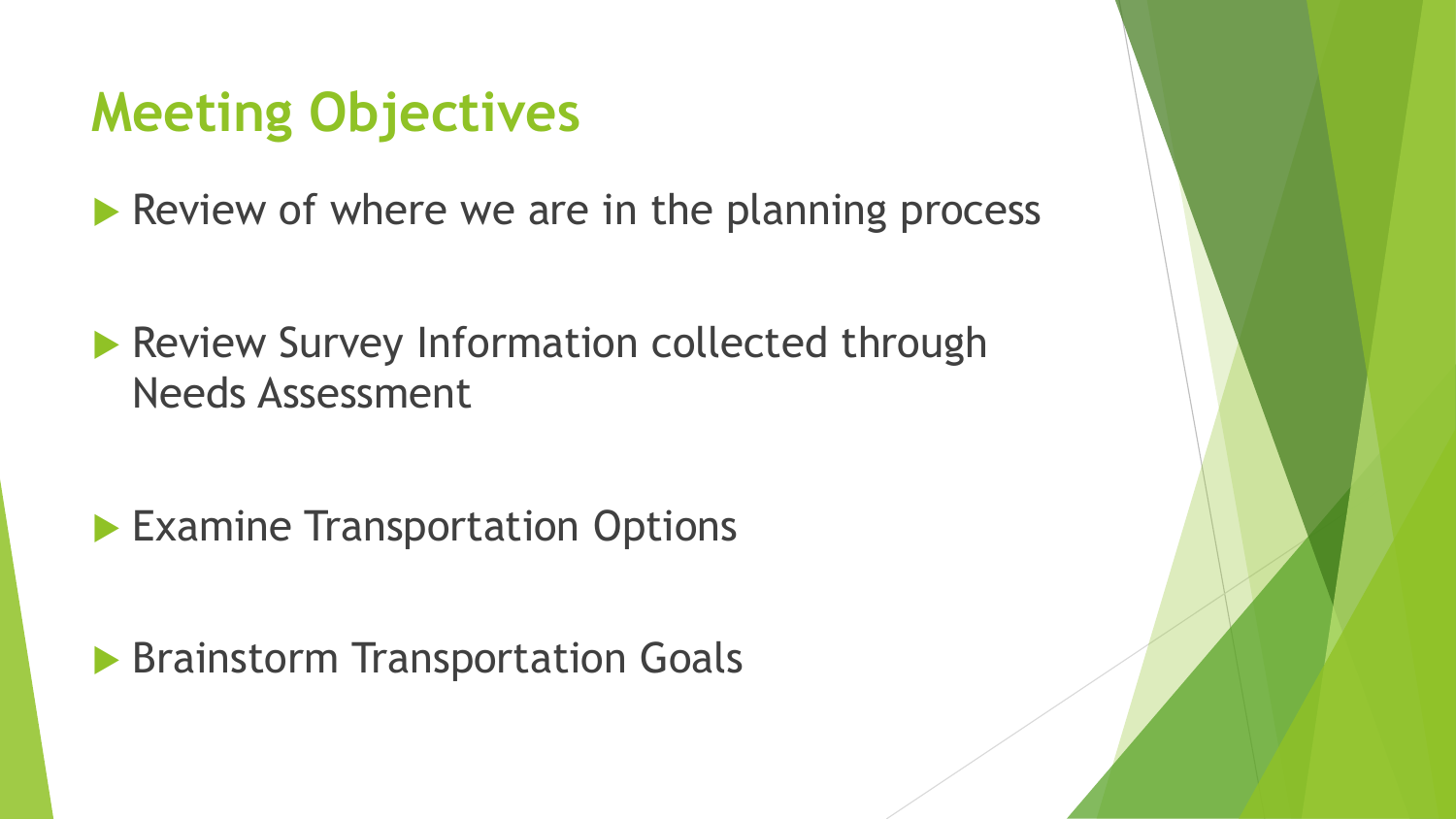# Meeting Objectives

- Review of where we are in the planning process
- Review Survey Information collected through Needs Assessment
- Examine Transportation Options
- Brainstorm Transportation Goals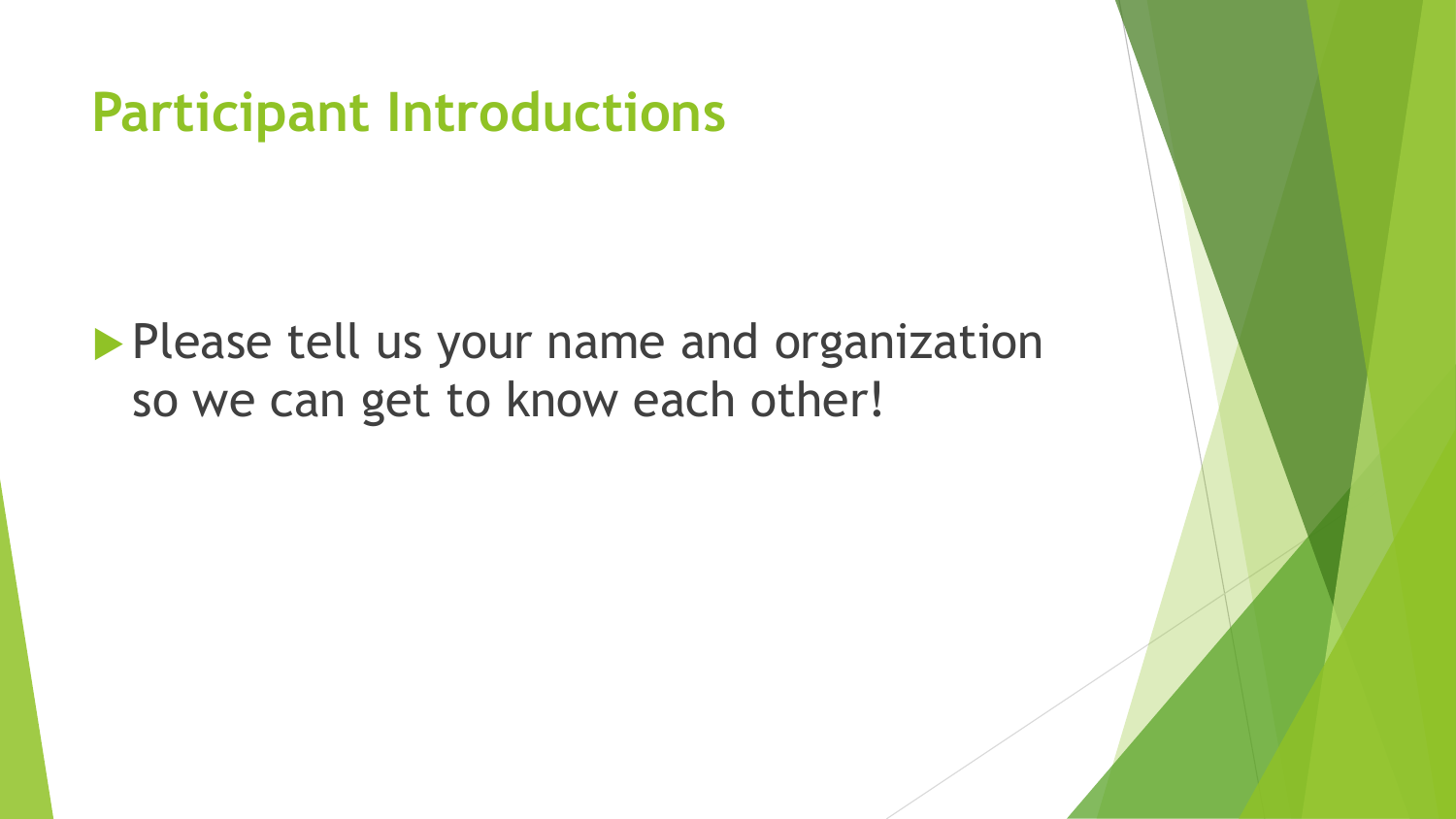# Participant Introductions

- Please tell us your name and organization so we can get to know each other!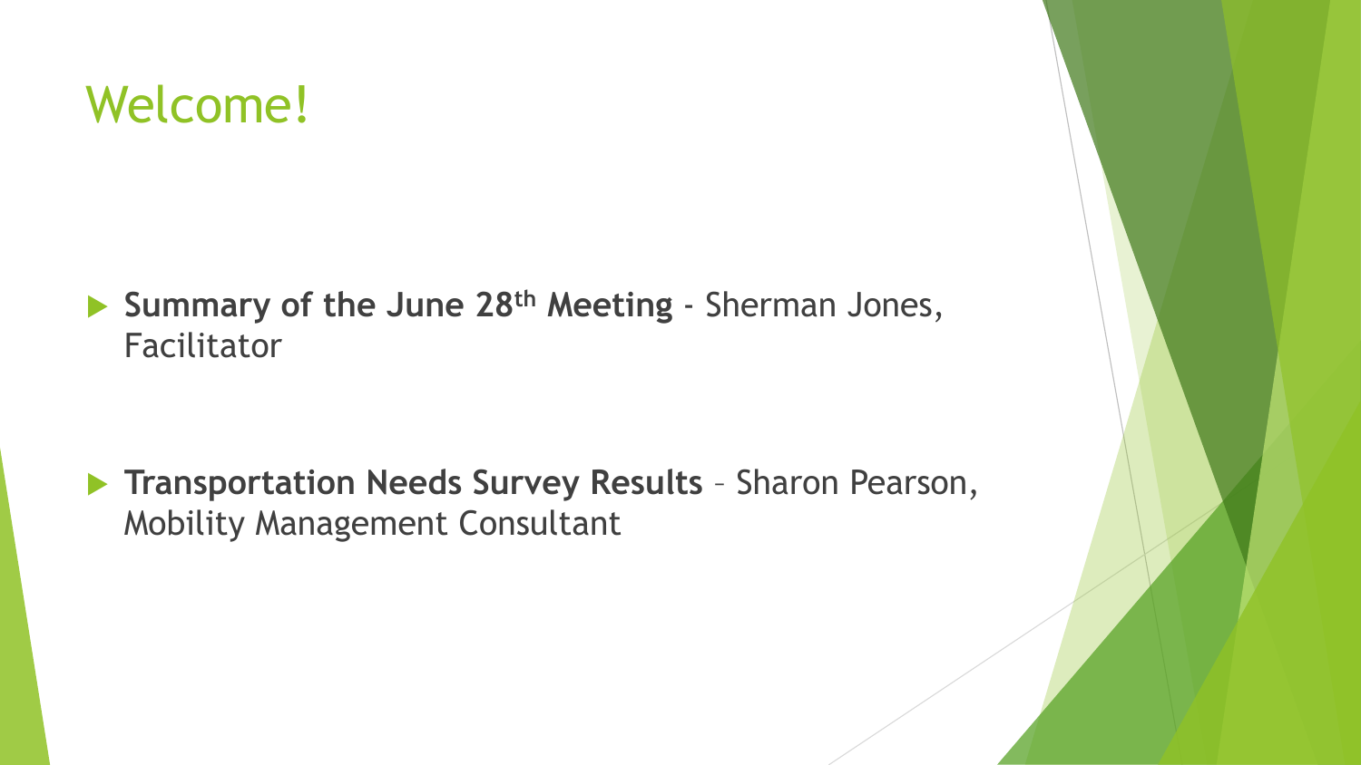# Welcome!

- **Summary of the June 28th Meeting** - Sherman Jones, Facilitator

- **Transportation Needs Survey Results** – Sharon Pearson, Mobility Management Consultant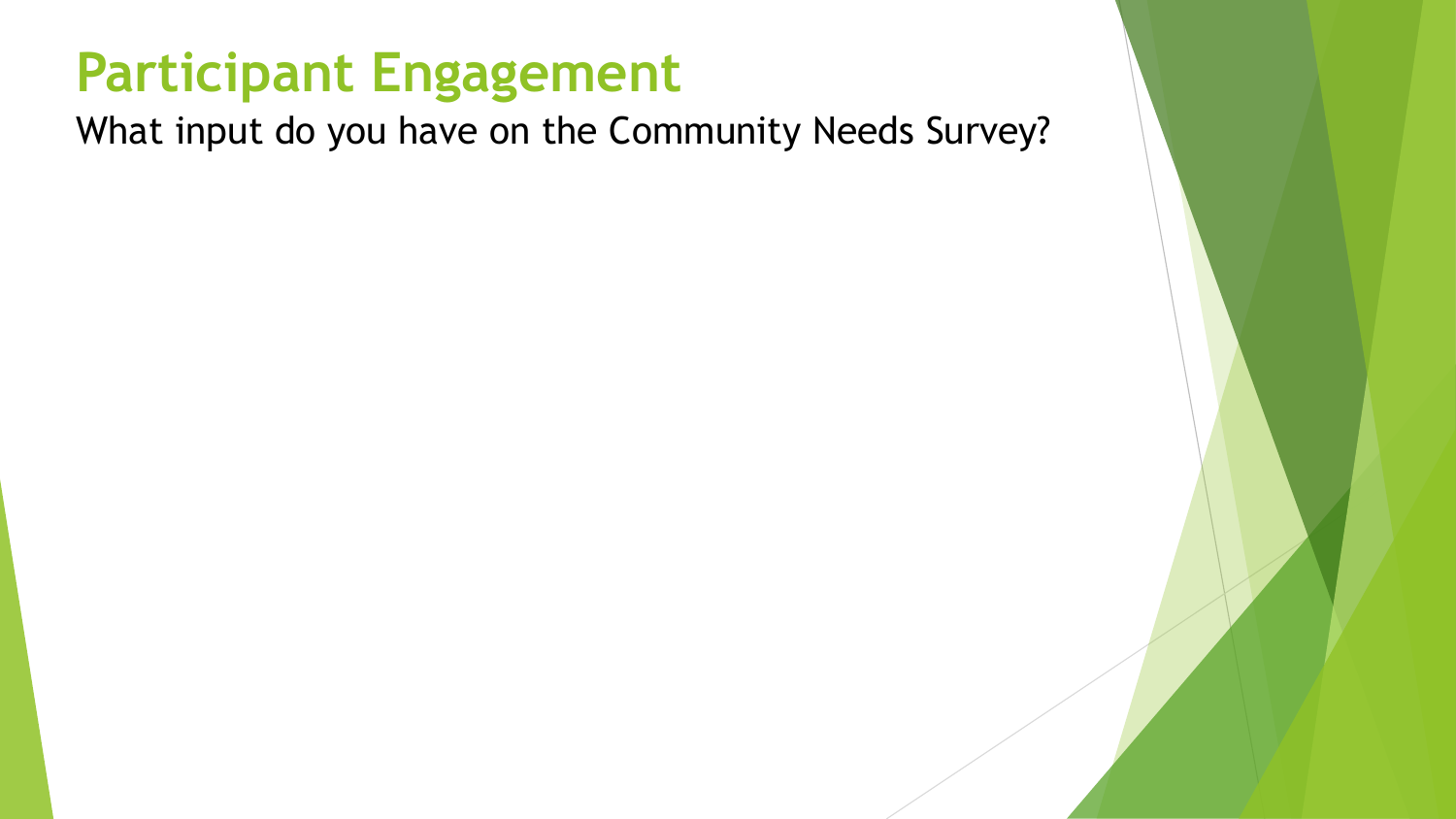# Participant Engagement

What input do you have on the Community Needs Survey?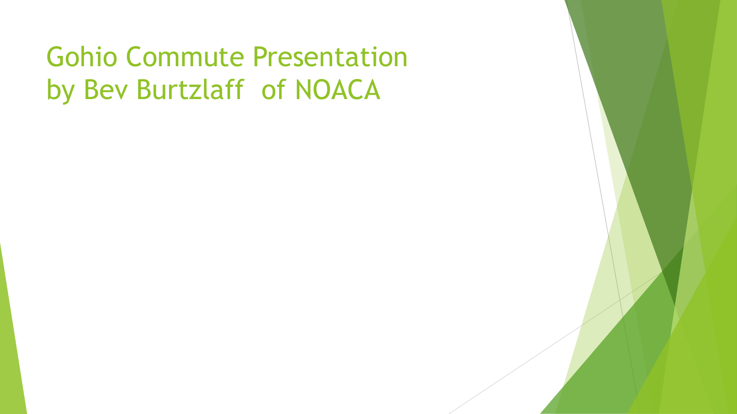# Gohio Commute Presentation by Bev Burtzlaff of NOACA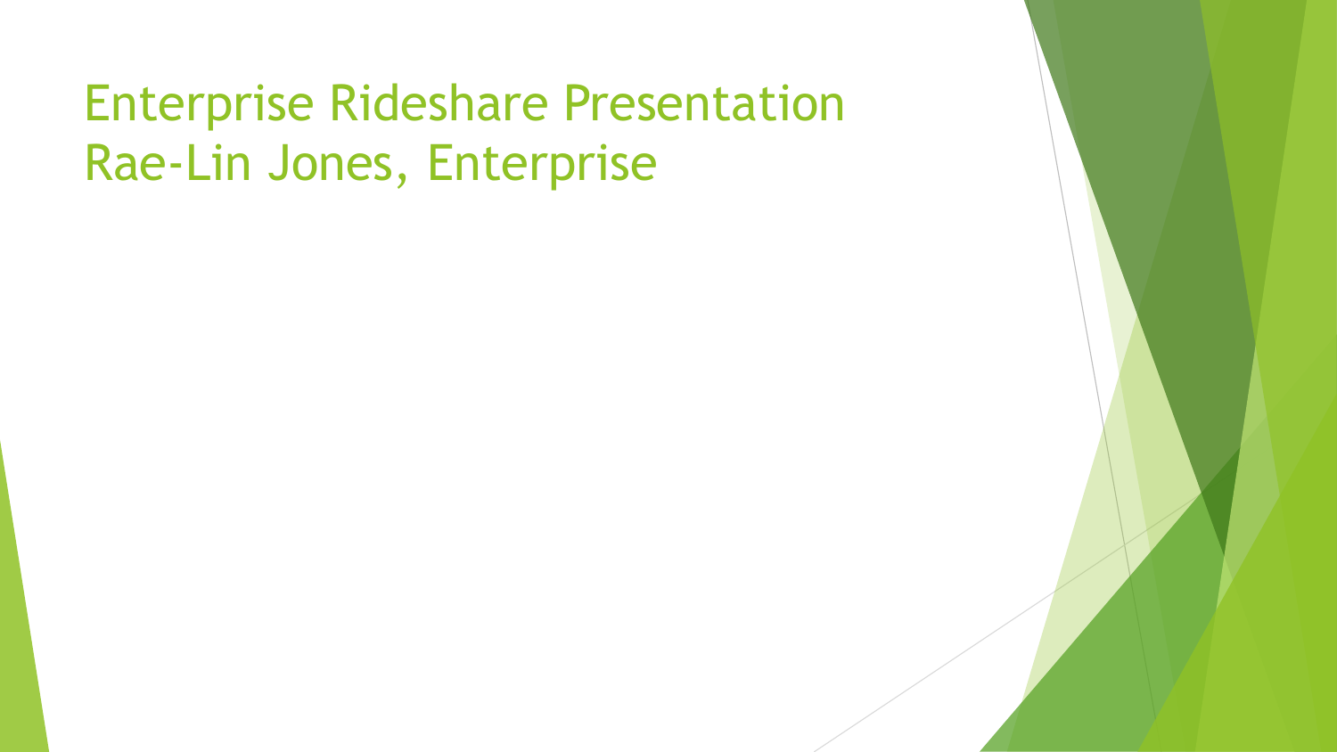# Enterprise Rideshare Presentation
Rae-Lin Jones, Enterprise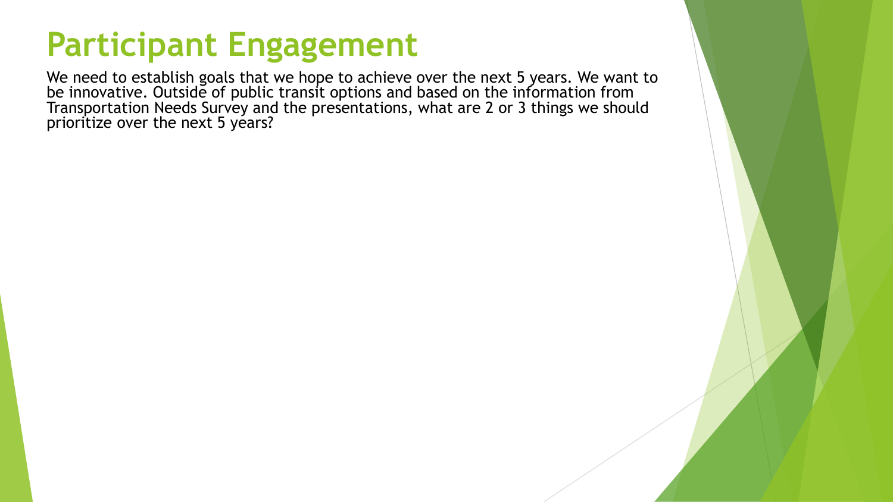# Participant Engagement

We need to establish goals that we hope to achieve over the next 5 years. We want to be innovative. Outside of public transit options and based on the information from Transportation Needs Survey and the presentations, what are 2 or 3 things we should prioritize over the next 5 years?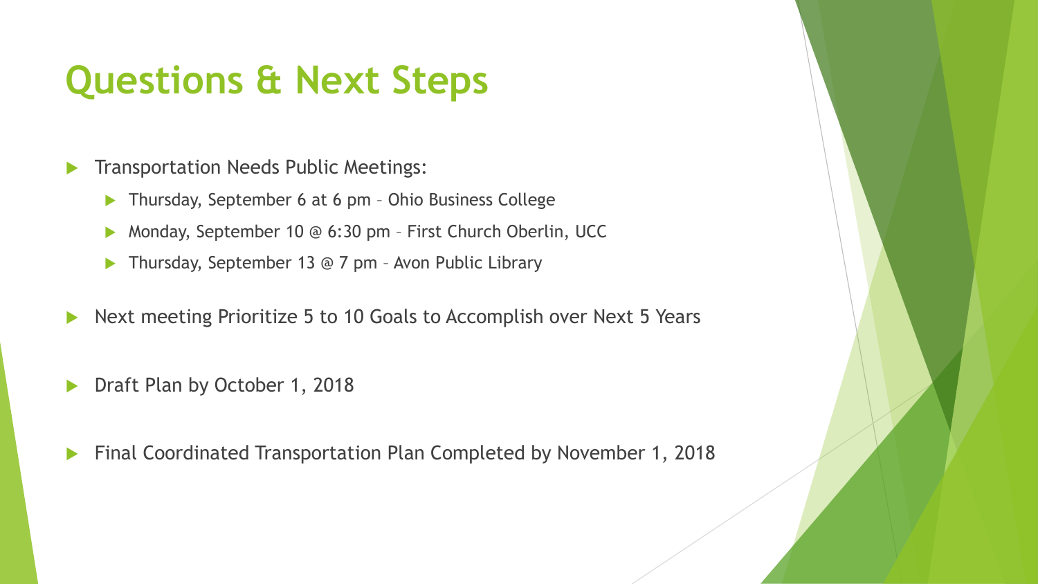# Questions & Next Steps

- Transportation Needs Public Meetings:
  - Thursday, September 6 at 6 pm – Ohio Business College
  - Monday, September 10 @ 6:30 pm – First Church Oberlin, UCC
  - Thursday, September 13 @ 7 pm – Avon Public Library
- Next meeting Prioritize 5 to 10 Goals to Accomplish over Next 5 Years
- Draft Plan by October 1, 2018
- Final Coordinated Transportation Plan Completed by November 1, 2018